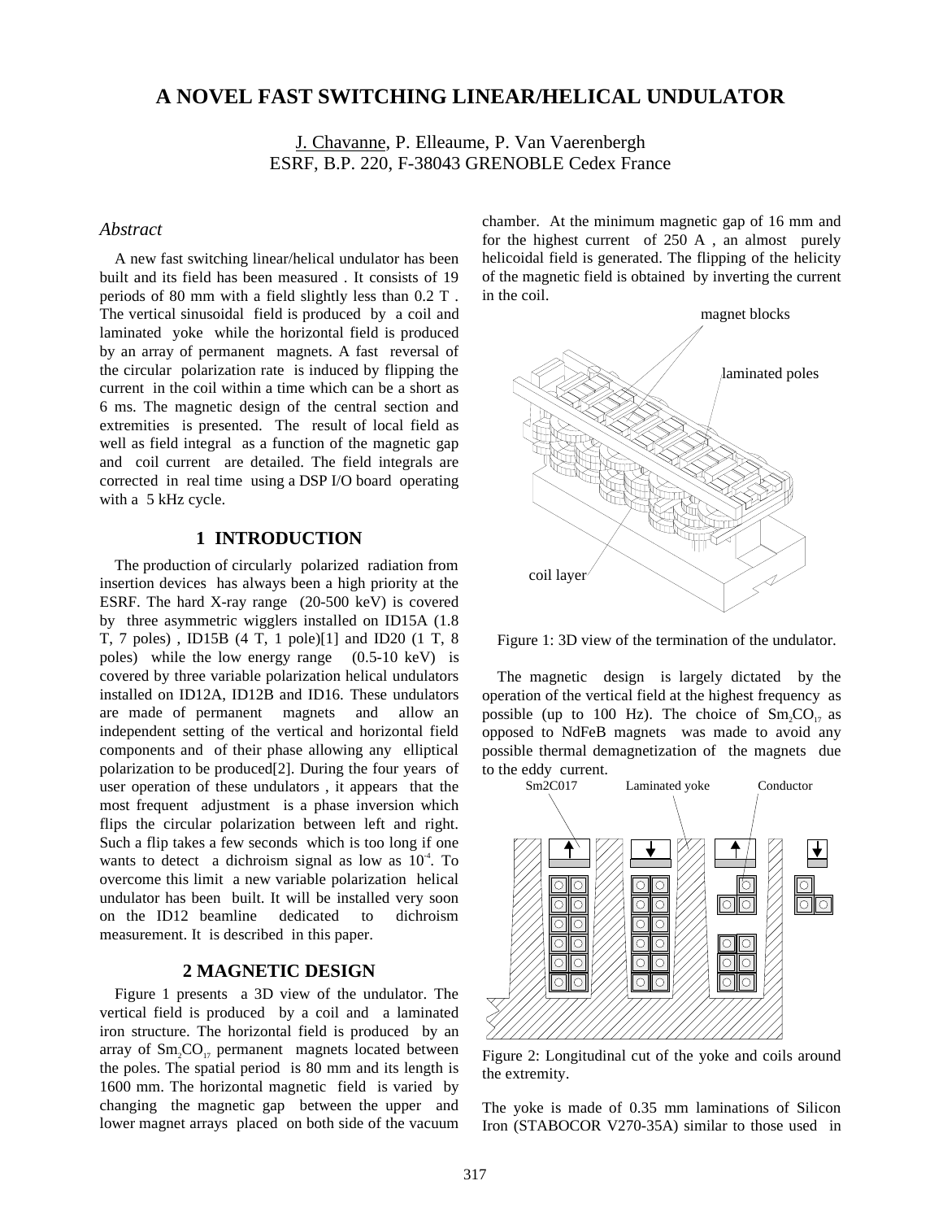# A NOVEL FAST SWITCHING LINEAR/HELICAL UNDULATOR

J. Chavanne, P. Elleaume, P. Van Vaerenbergh
ESRF, B.P. 220, F-38043 GRENOBLE Cedex France

## *Abstract*

A new fast switching linear/helical undulator has been built and its field has been measured . It consists of 19 periods of 80 mm with a field slightly less than 0.2 T . The vertical sinusoidal field is produced by a coil and laminated yoke while the horizontal field is produced by an array of permanent magnets. A fast reversal of the circular polarization rate is induced by flipping the current in the coil within a time which can be a short as 6 ms. The magnetic design of the central section and extremities is presented. The result of local field as well as field integral as a function of the magnetic gap and coil current are detailed. The field integrals are corrected in real time using a DSP I/O board operating with a 5 kHz cycle.

## 1 INTRODUCTION

The production of circularly polarized radiation from insertion devices has always been a high priority at the ESRF. The hard X-ray range (20-500 keV) is covered by three asymmetric wigglers installed on ID15A (1.8 T, 7 poles) , ID15B (4 T, 1 pole)[1] and ID20 (1 T, 8 poles) while the low energy range (0.5-10 keV) is covered by three variable polarization helical undulators installed on ID12A, ID12B and ID16. These undulators are made of permanent magnets and allow an independent setting of the vertical and horizontal field components and of their phase allowing any elliptical polarization to be produced[2]. During the four years of user operation of these undulators , it appears that the most frequent adjustment is a phase inversion which flips the circular polarization between left and right. Such a flip takes a few seconds which is too long if one wants to detect a dichroism signal as low as $10^{-4}$. To overcome this limit a new variable polarization helical undulator has been built. It will be installed very soon on the ID12 beamline dedicated to dichroism measurement. It is described in this paper.

## 2 MAGNETIC DESIGN

Figure 1 presents a 3D view of the undulator. The vertical field is produced by a coil and a laminated iron structure. The horizontal field is produced by an array of $Sm_2CO_{17}$ permanent magnets located between the poles. The spatial period is 80 mm and its length is 1600 mm. The horizontal magnetic field is varied by changing the magnetic gap between the upper and lower magnet arrays placed on both side of the vacuum chamber. At the minimum magnetic gap of 16 mm and for the highest current of 250 A , an almost purely helicoidal field is generated. The flipping of the helicity of the magnetic field is obtained by inverting the current in the coil.

Figure 1: 3D view of the termination of the undulator.

The magnetic design is largely dictated by the operation of the vertical field at the highest frequency as possible (up to 100 Hz). The choice of $Sm_2CO_{17}$ as opposed to NdFeB magnets was made to avoid any possible thermal demagnetization of the magnets due to the eddy current.

Figure 2: Longitudinal cut of the yoke and coils around the extremity.

The yoke is made of 0.35 mm laminations of Silicon Iron (STABOCOR V270-35A) similar to those used in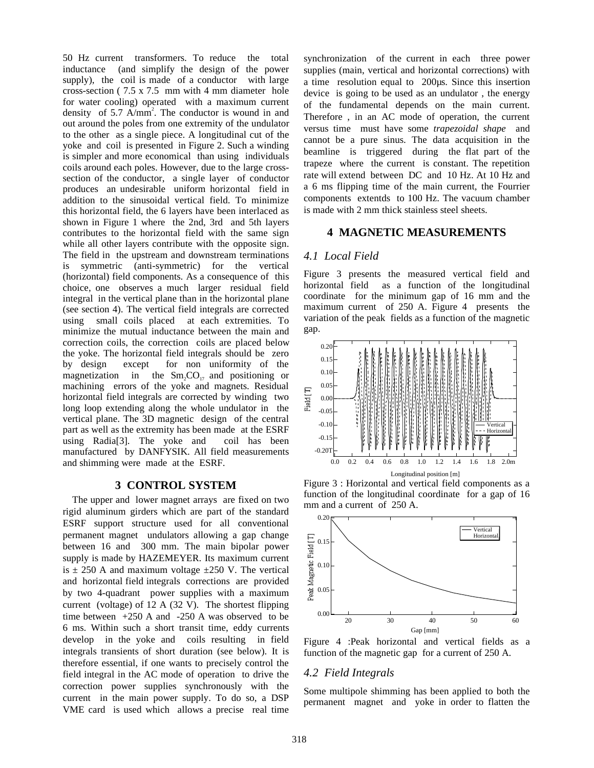50 Hz current transformers. To reduce the total inductance (and simplify the design of the power supply), the coil is made of a conductor with large cross-section ( 7.5 x 7.5 mm with 4 mm diameter hole for water cooling) operated with a maximum current density of 5.7 A/mm$^2$. The conductor is wound in and out around the poles from one extremity of the undulator to the other as a single piece. A longitudinal cut of the yoke and coil is presented in Figure 2. Such a winding is simpler and more economical than using individuals coils around each poles. However, due to the large cross-section of the conductor, a single layer of conductor produces an undesirable uniform horizontal field in addition to the sinusoidal vertical field. To minimize this horizontal field, the 6 layers have been interlaced as shown in Figure 1 where the 2nd, 3rd and 5th layers contributes to the horizontal field with the same sign while all other layers contribute with the opposite sign. The field in the upstream and downstream terminations is symmetric (anti-symmetric) for the vertical (horizontal) field components. As a consequence of this choice, one observes a much larger residual field integral in the vertical plane than in the horizontal plane (see section 4). The vertical field integrals are corrected using small coils placed at each extremities. To minimize the mutual inductance between the main and correction coils, the correction coils are placed below the yoke. The horizontal field integrals should be zero by design except for non uniformity of the magnetization in the $Sm_2CO_{17}$ and positioning or machining errors of the yoke and magnets. Residual horizontal field integrals are corrected by winding two long loop extending along the whole undulator in the vertical plane. The 3D magnetic design of the central part as well as the extremity has been made at the ESRF using Radia[3]. The yoke and coil has been manufactured by DANFYSIK. All field measurements and shimming were made at the ESRF.

## 3 CONTROL SYSTEM

The upper and lower magnet arrays are fixed on two rigid aluminum girders which are part of the standard ESRF support structure used for all conventional permanent magnet undulators allowing a gap change between 16 and 300 mm. The main bipolar power supply is made by HAZEMEYER. Its maximum current is ± 250 A and maximum voltage ±250 V. The vertical and horizontal field integrals corrections are provided by two 4-quadrant power supplies with a maximum current (voltage) of 12 A (32 V). The shortest flipping time between +250 A and -250 A was observed to be 6 ms. Within such a short transit time, eddy currents develop in the yoke and coils resulting in field integrals transients of short duration (see below). It is therefore essential, if one wants to precisely control the field integral in the AC mode of operation to drive the correction power supplies synchronously with the current in the main power supply. To do so, a DSP VME card is used which allows a precise real time synchronization of the current in each three power supplies (main, vertical and horizontal corrections) with a time resolution equal to 200µs. Since this insertion device is going to be used as an undulator , the energy of the fundamental depends on the main current. Therefore , in an AC mode of operation, the current versus time must have some *trapezoidal shape* and cannot be a pure sinus. The data acquisition in the beamline is triggered during the flat part of the trapeze where the current is constant. The repetition rate will extend between DC and 10 Hz. At 10 Hz and a 6 ms flipping time of the main current, the Fourrier components extentds to 100 Hz. The vacuum chamber is made with 2 mm thick stainless steel sheets.

## 4 MAGNETIC MEASUREMENTS

### 4.1 Local Field

Figure 3 presents the measured vertical field and horizontal field as a function of the longitudinal coordinate for the minimum gap of 16 mm and the maximum current of 250 A. Figure 4 presents the variation of the peak fields as a function of the magnetic gap.

Figure 3 : Horizontal and vertical field components as a function of the longitudinal coordinate for a gap of 16 mm and a current of 250 A.

Figure 4 :Peak horizontal and vertical fields as a function of the magnetic gap for a current of 250 A.

### 4.2 Field Integrals

Some multipole shimming has been applied to both the permanent magnet and yoke in order to flatten the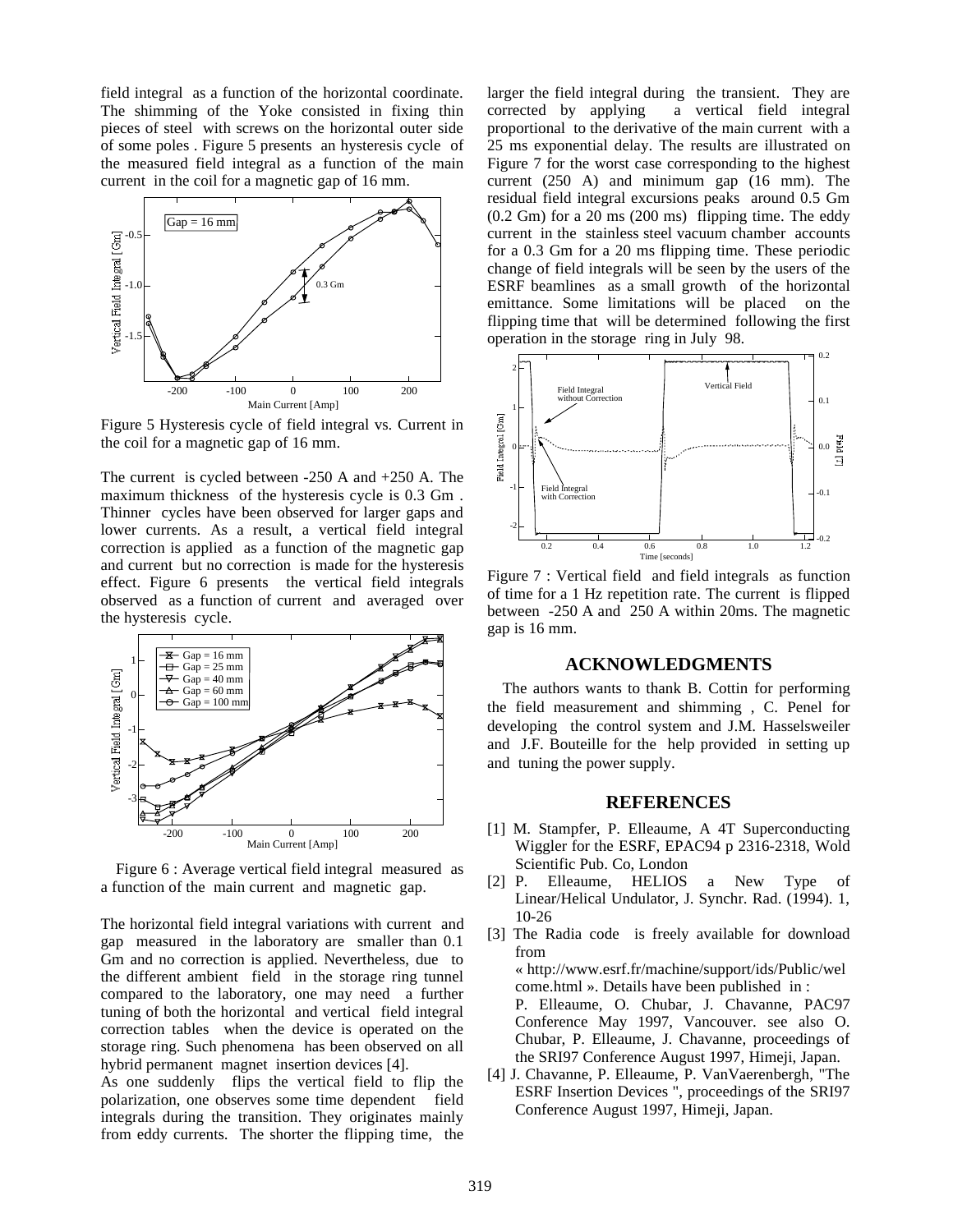field integral as a function of the horizontal coordinate. The shimming of the Yoke consisted in fixing thin pieces of steel with screws on the horizontal outer side of some poles . Figure 5 presents an hysteresis cycle of the measured field integral as a function of the main current in the coil for a magnetic gap of 16 mm.

Gap = 16 mm
Vertical Field Integral [Gm]
-0.5
-1.0
-1.5
0.3 Gm
-200 -100 0 100 200
Main Current [Amp]

Figure 5 Hysteresis cycle of field integral vs. Current in the coil for a magnetic gap of 16 mm.

The current is cycled between -250 A and +250 A. The maximum thickness of the hysteresis cycle is 0.3 Gm . Thinner cycles have been observed for larger gaps and lower currents. As a result, a vertical field integral correction is applied as a function of the magnetic gap and current but no correction is made for the hysteresis effect. Figure 6 presents the vertical field integrals observed as a function of current and averaged over the hysteresis cycle.

Gap = 16 mm
Gap = 25 mm
Gap = 40 mm
Gap = 60 mm
Gap = 100 mm
Vertical Field Integral [Gm]
1
0
-1
-2
-3
-200 -100 0 100 200
Main Current [Amp]

Figure 6 : Average vertical field integral measured as a function of the main current and magnetic gap.

The horizontal field integral variations with current and gap measured in the laboratory are smaller than 0.1 Gm and no correction is applied. Nevertheless, due to the different ambient field in the storage ring tunnel compared to the laboratory, one may need a further tuning of both the horizontal and vertical field integral correction tables when the device is operated on the storage ring. Such phenomena has been observed on all hybrid permanent magnet insertion devices [4].

As one suddenly flips the vertical field to flip the polarization, one observes some time dependent field integrals during the transition. They originates mainly from eddy currents. The shorter the flipping time, the larger the field integral during the transient. They are corrected by applying a vertical field integral proportional to the derivative of the main current with a 25 ms exponential delay. The results are illustrated on Figure 7 for the worst case corresponding to the highest current (250 A) and minimum gap (16 mm). The residual field integral excursions peaks around 0.5 Gm (0.2 Gm) for a 20 ms (200 ms) flipping time. The eddy current in the stainless steel vacuum chamber accounts for a 0.3 Gm for a 20 ms flipping time. These periodic change of field integrals will be seen by the users of the ESRF beamlines as a small growth of the horizontal emittance. Some limitations will be placed on the flipping time that will be determined following the first operation in the storage ring in July 98.

Field Integral without Correction
Vertical Field
Field Integral with Correction
Field Integral [Gm]
2
1
0
-1
-2
Field [T]
0.2
0.1
0.0
-0.1
-0.2
0.2 0.4 0.6 0.8 1.0 1.2
Time [seconds]

Figure 7 : Vertical field and field integrals as function of time for a 1 Hz repetition rate. The current is flipped between -250 A and 250 A within 20ms. The magnetic gap is 16 mm.

## ACKNOWLEDGMENTS

The authors wants to thank B. Cottin for performing the field measurement and shimming , C. Penel for developing the control system and J.M. Hasselsweiler and J.F. Bouteille for the help provided in setting up and tuning the power supply.

## REFERENCES

[1] M. Stampfer, P. Elleaume, A 4T Superconducting Wiggler for the ESRF, EPAC94 p 2316-2318, Wold Scientific Pub. Co, London

[2] P. Elleaume, HELIOS a New Type of Linear/Helical Undulator, J. Synchr. Rad. (1994). 1, 10-26

[3] The Radia code is freely available for download from « http://www.esrf.fr/machine/support/ids/Public/welcome.html ». Details have been published in : P. Elleaume, O. Chubar, J. Chavanne, PAC97 Conference May 1997, Vancouver. see also O. Chubar, P. Elleaume, J. Chavanne, proceedings of the SRI97 Conference August 1997, Himeji, Japan.

[4] J. Chavanne, P. Elleaume, P. VanVaerenbergh, "The ESRF Insertion Devices ", proceedings of the SRI97 Conference August 1997, Himeji, Japan.